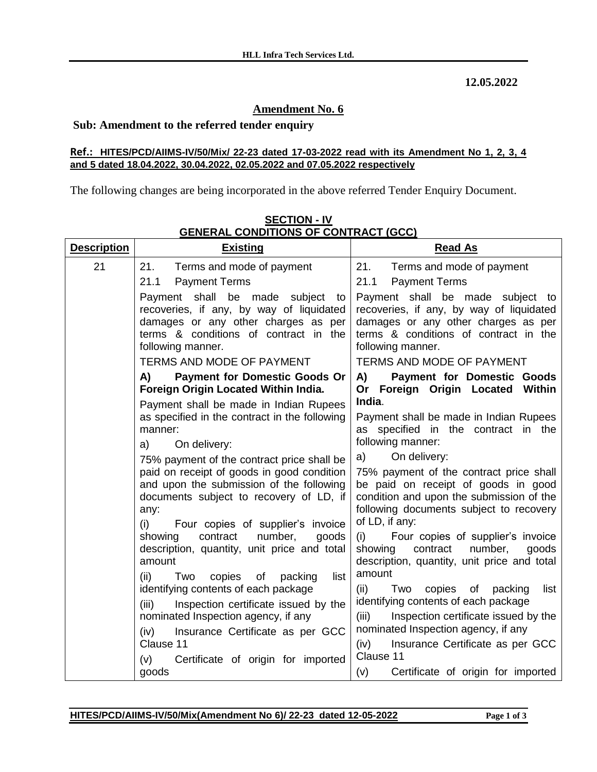12.05.2022

## Amendment No. 6

**Sub: Amendment to the referred tender enquiry**

**Ref.: HITES/PCD/AIIMS-IV/50/Mix/ 22-23 dated 17-03-2022 read with its Amendment No 1, 2, 3, 4 and 5 dated 18.04.2022, 30.04.2022, 02.05.2022 and 07.05.2022 respectively**

The following changes are being incorporated in the above referred Tender Enquiry Document.

**SECTION - IV**
**GENERAL CONDITIONS OF CONTRACT (GCC)**

| Description | Existing | Read As |
|---|---|---|
| 21 | 21. Terms and mode of payment<br>21.1 Payment Terms<br>Payment shall be made subject to recoveries, if any, by way of liquidated damages or any other charges as per terms & conditions of contract in the following manner.<br>TERMS AND MODE OF PAYMENT<br>**A) Payment for Domestic Goods Or Foreign Origin Located Within India.**<br>Payment shall be made in Indian Rupees as specified in the contract in the following manner:<br>a) On delivery:<br>75% payment of the contract price shall be paid on receipt of goods in good condition and upon the submission of the following documents subject to recovery of LD, if any:<br>(i) Four copies of supplier's invoice showing contract number, goods description, quantity, unit price and total amount<br>(ii) Two copies of packing list identifying contents of each package<br>(iii) Inspection certificate issued by the nominated Inspection agency, if any<br>(iv) Insurance Certificate as per GCC Clause 11<br>(v) Certificate of origin for imported goods | 21. Terms and mode of payment<br>21.1 Payment Terms<br>Payment shall be made subject to recoveries, if any, by way of liquidated damages or any other charges as per terms & conditions of contract in the following manner.<br>TERMS AND MODE OF PAYMENT<br>**A) Payment for Domestic Goods Or Foreign Origin Located Within India**.<br>Payment shall be made in Indian Rupees as specified in the contract in the following manner:<br>a) On delivery:<br>75% payment of the contract price shall be paid on receipt of goods in good condition and upon the submission of the following documents subject to recovery of LD, if any:<br>(i) Four copies of supplier's invoice showing contract number, goods description, quantity, unit price and total amount<br>(ii) Two copies of packing list identifying contents of each package<br>(iii) Inspection certificate issued by the nominated Inspection agency, if any<br>(iv) Insurance Certificate as per GCC Clause 11<br>(v) Certificate of origin for imported |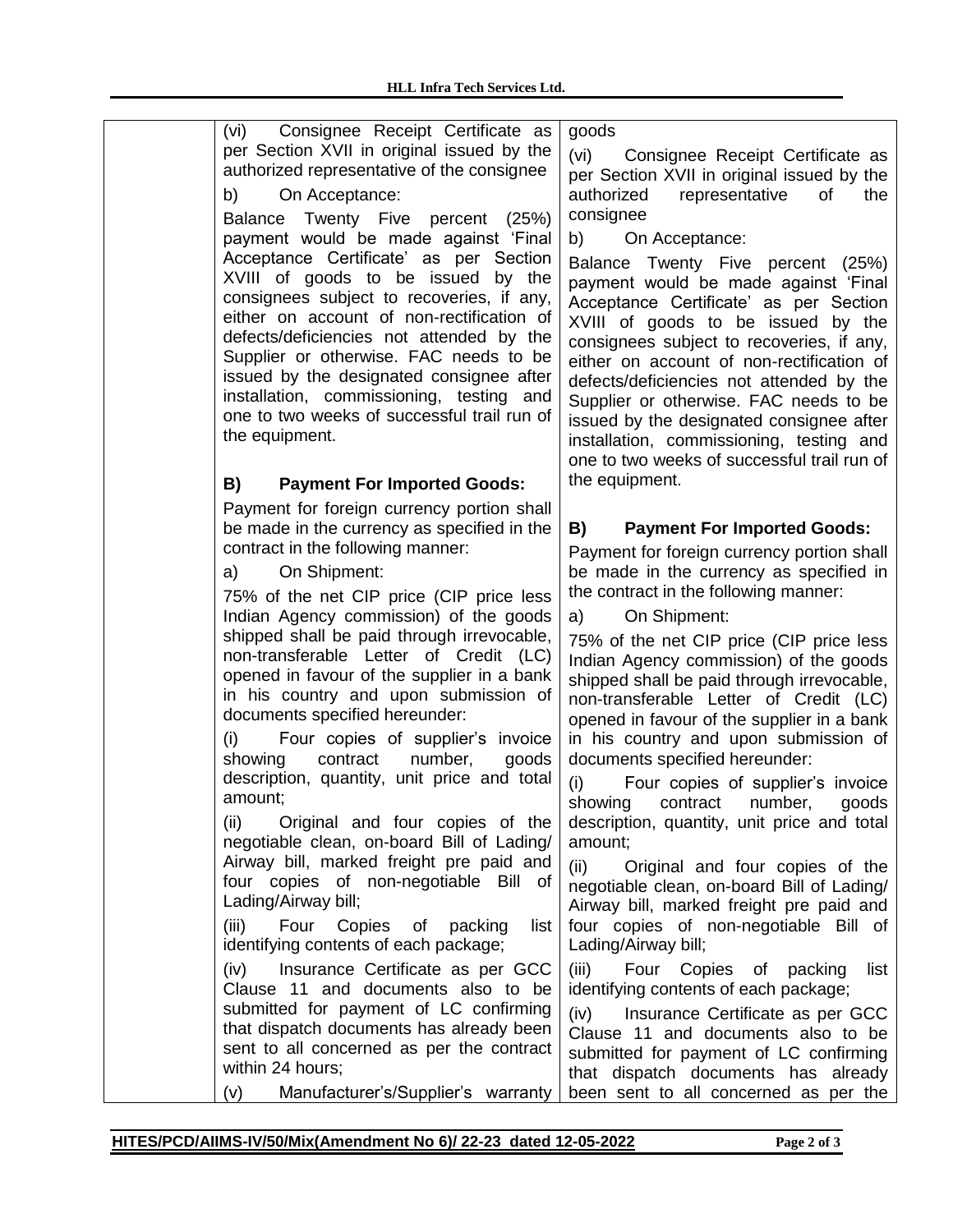| | | |
|---|---|---|
| | (vi) Consignee Receipt Certificate as per Section XVII in original issued by the authorized representative of the consignee<br><br>b) On Acceptance:<br><br>Balance Twenty Five percent (25%) payment would be made against 'Final Acceptance Certificate' as per Section XVIII of goods to be issued by the consignees subject to recoveries, if any, either on account of non-rectification of defects/deficiencies not attended by the Supplier or otherwise. FAC needs to be issued by the designated consignee after installation, commissioning, testing and one to two weeks of successful trail run of the equipment.<br><br>**B) Payment For Imported Goods:**<br><br>Payment for foreign currency portion shall be made in the currency as specified in the contract in the following manner:<br><br>a) On Shipment:<br><br>75% of the net CIP price (CIP price less Indian Agency commission) of the goods shipped shall be paid through irrevocable, non-transferable Letter of Credit (LC) opened in favour of the supplier in a bank in his country and upon submission of documents specified hereunder:<br><br>(i) Four copies of supplier's invoice showing contract number, goods description, quantity, unit price and total amount;<br><br>(ii) Original and four copies of the negotiable clean, on-board Bill of Lading/ Airway bill, marked freight pre paid and four copies of non-negotiable Bill of Lading/Airway bill;<br><br>(iii) Four Copies of packing list identifying contents of each package;<br><br>(iv) Insurance Certificate as per GCC Clause 11 and documents also to be submitted for payment of LC confirming that dispatch documents has already been sent to all concerned as per the contract within 24 hours;<br><br>(v) Manufacturer's/Supplier's warranty | goods<br><br>(vi) Consignee Receipt Certificate as per Section XVII in original issued by the authorized representative of the consignee<br><br>b) On Acceptance:<br><br>Balance Twenty Five percent (25%) payment would be made against 'Final Acceptance Certificate' as per Section XVIII of goods to be issued by the consignees subject to recoveries, if any, either on account of non-rectification of defects/deficiencies not attended by the Supplier or otherwise. FAC needs to be issued by the designated consignee after installation, commissioning, testing and one to two weeks of successful trail run of the equipment.<br><br>**B) Payment For Imported Goods:**<br><br>Payment for foreign currency portion shall be made in the currency as specified in the contract in the following manner:<br><br>a) On Shipment:<br><br>75% of the net CIP price (CIP price less Indian Agency commission) of the goods shipped shall be paid through irrevocable, non-transferable Letter of Credit (LC) opened in favour of the supplier in a bank in his country and upon submission of documents specified hereunder:<br><br>(i) Four copies of supplier's invoice showing contract number, goods description, quantity, unit price and total amount;<br><br>(ii) Original and four copies of the negotiable clean, on-board Bill of Lading/ Airway bill, marked freight pre paid and four copies of non-negotiable Bill of Lading/Airway bill;<br><br>(iii) Four Copies of packing list identifying contents of each package;<br><br>(iv) Insurance Certificate as per GCC Clause 11 and documents also to be submitted for payment of LC confirming that dispatch documents has already been sent to all concerned as per the |

**HITES/PCD/AIIMS-IV/50/Mix(Amendment No 6)/ 22-23 dated 12-05-2022**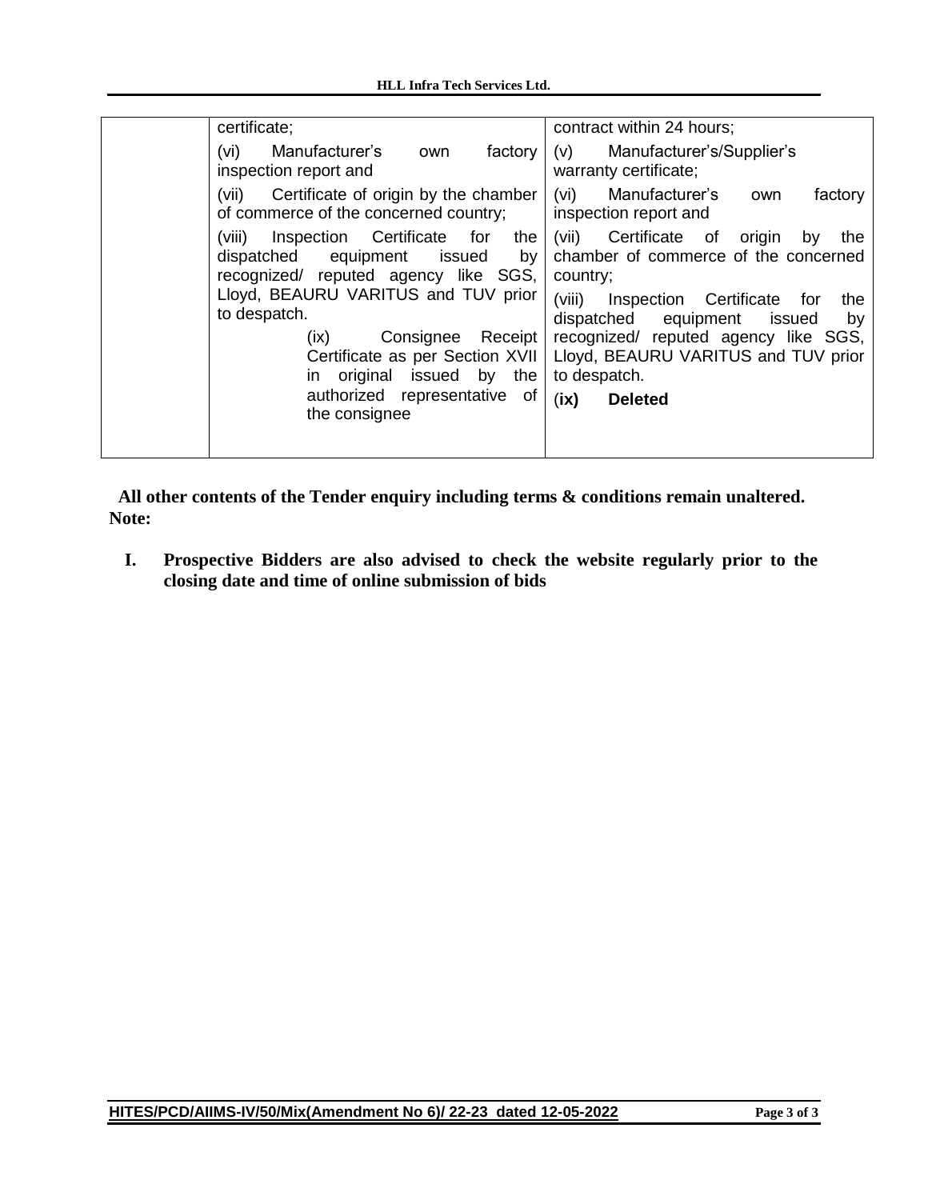| | | |
|---|---|---|
| | certificate;<br>(vi) Manufacturer's own factory inspection report and<br>(vii) Certificate of origin by the chamber of commerce of the concerned country;<br>(viii) Inspection Certificate for the dispatched equipment issued by recognized/ reputed agency like SGS, Lloyd, BEAURU VARITUS and TUV prior to despatch.<br>(ix) Consignee Receipt Certificate as per Section XVII in original issued by the authorized representative of the consignee | contract within 24 hours;<br>(v) Manufacturer's/Supplier's warranty certificate;<br>(vi) Manufacturer's own factory inspection report and<br>(vii) Certificate of origin by the chamber of commerce of the concerned country;<br>(viii) Inspection Certificate for the dispatched equipment issued by recognized/ reputed agency like SGS, Lloyd, BEAURU VARITUS and TUV prior to despatch.<br>(**ix**) **Deleted** |

**All other contents of the Tender enquiry including terms & conditions remain unaltered.**

**Note:**

**I. Prospective Bidders are also advised to check the website regularly prior to the closing date and time of online submission of bids**

**HITES/PCD/AIIMS-IV/50/Mix(Amendment No 6)/ 22-23 dated 12-05-2022**